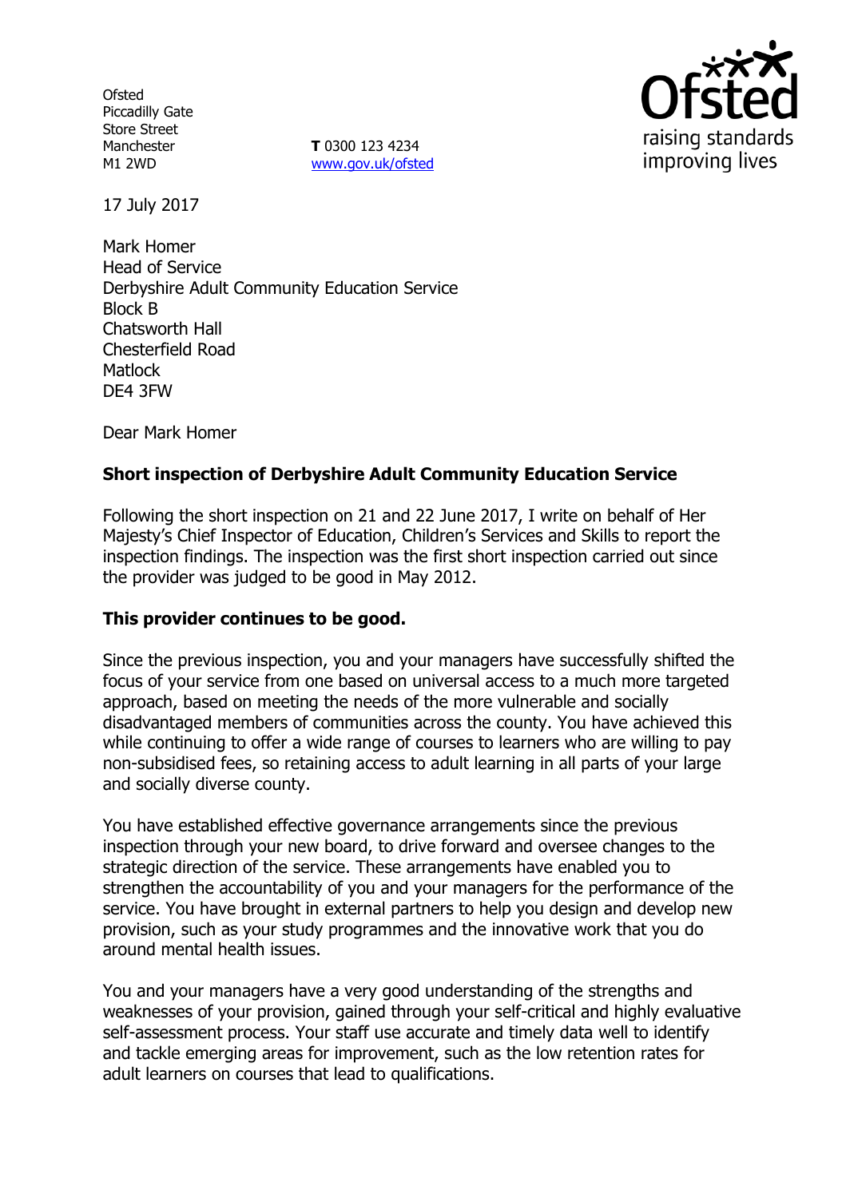Ofsted
Piccadilly Gate
Store Street
Manchester
M1 2WD

**T** 0300 123 4234
www.gov.uk/ofsted

17 July 2017

Mark Homer
Head of Service
Derbyshire Adult Community Education Service
Block B
Chatsworth Hall
Chesterfield Road
Matlock
DE4 3FW

Dear Mark Homer

**Short inspection of Derbyshire Adult Community Education Service**

Following the short inspection on 21 and 22 June 2017, I write on behalf of Her Majesty's Chief Inspector of Education, Children's Services and Skills to report the inspection findings. The inspection was the first short inspection carried out since the provider was judged to be good in May 2012.

**This provider continues to be good.**

Since the previous inspection, you and your managers have successfully shifted the focus of your service from one based on universal access to a much more targeted approach, based on meeting the needs of the more vulnerable and socially disadvantaged members of communities across the county. You have achieved this while continuing to offer a wide range of courses to learners who are willing to pay non-subsidised fees, so retaining access to adult learning in all parts of your large and socially diverse county.

You have established effective governance arrangements since the previous inspection through your new board, to drive forward and oversee changes to the strategic direction of the service. These arrangements have enabled you to strengthen the accountability of you and your managers for the performance of the service. You have brought in external partners to help you design and develop new provision, such as your study programmes and the innovative work that you do around mental health issues.

You and your managers have a very good understanding of the strengths and weaknesses of your provision, gained through your self-critical and highly evaluative self-assessment process. Your staff use accurate and timely data well to identify and tackle emerging areas for improvement, such as the low retention rates for adult learners on courses that lead to qualifications.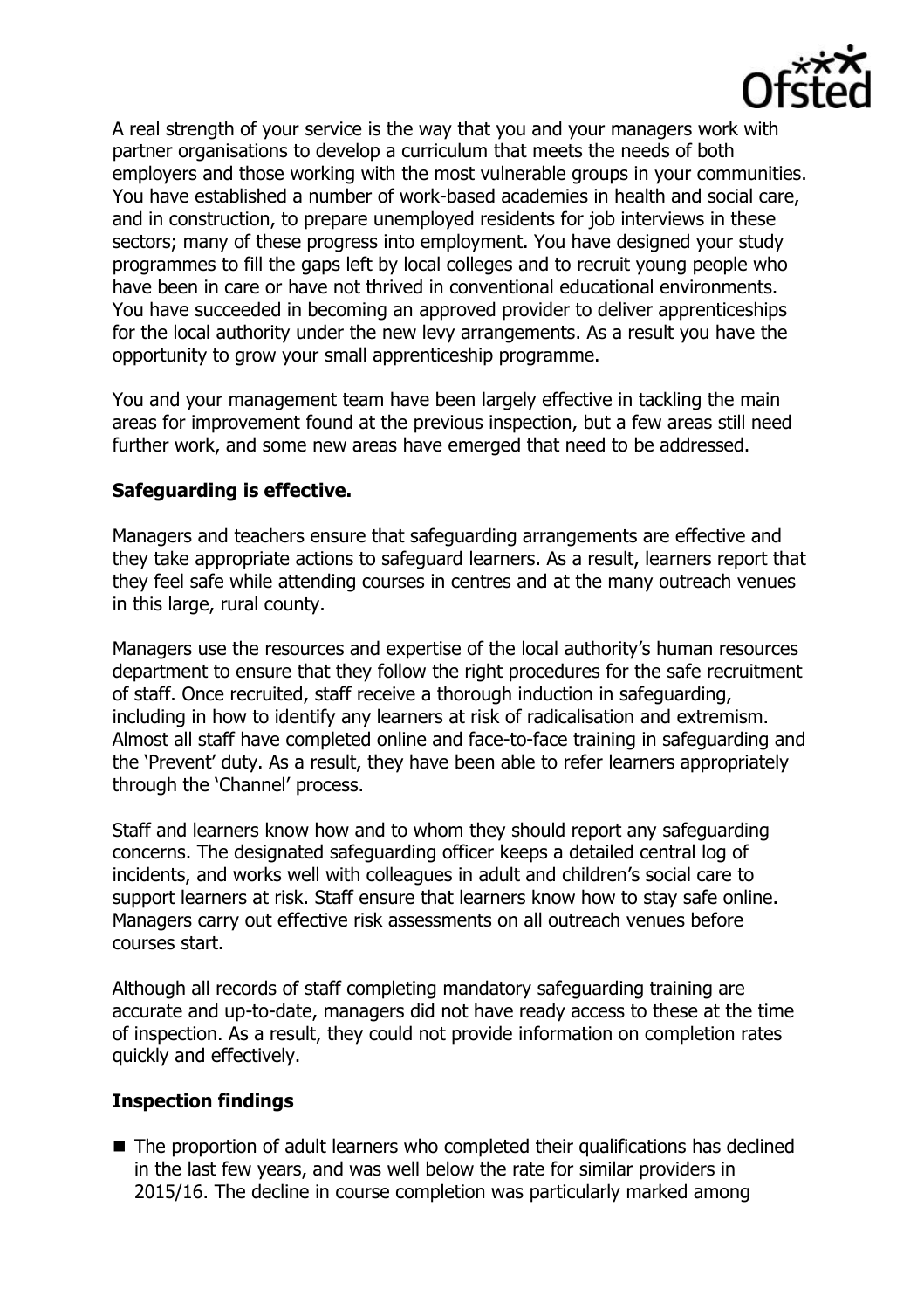A real strength of your service is the way that you and your managers work with partner organisations to develop a curriculum that meets the needs of both employers and those working with the most vulnerable groups in your communities. You have established a number of work-based academies in health and social care, and in construction, to prepare unemployed residents for job interviews in these sectors; many of these progress into employment. You have designed your study programmes to fill the gaps left by local colleges and to recruit young people who have been in care or have not thrived in conventional educational environments. You have succeeded in becoming an approved provider to deliver apprenticeships for the local authority under the new levy arrangements. As a result you have the opportunity to grow your small apprenticeship programme.

You and your management team have been largely effective in tackling the main areas for improvement found at the previous inspection, but a few areas still need further work, and some new areas have emerged that need to be addressed.

**Safeguarding is effective.**

Managers and teachers ensure that safeguarding arrangements are effective and they take appropriate actions to safeguard learners. As a result, learners report that they feel safe while attending courses in centres and at the many outreach venues in this large, rural county.

Managers use the resources and expertise of the local authority's human resources department to ensure that they follow the right procedures for the safe recruitment of staff. Once recruited, staff receive a thorough induction in safeguarding, including in how to identify any learners at risk of radicalisation and extremism. Almost all staff have completed online and face-to-face training in safeguarding and the 'Prevent' duty. As a result, they have been able to refer learners appropriately through the 'Channel' process.

Staff and learners know how and to whom they should report any safeguarding concerns. The designated safeguarding officer keeps a detailed central log of incidents, and works well with colleagues in adult and children's social care to support learners at risk. Staff ensure that learners know how to stay safe online. Managers carry out effective risk assessments on all outreach venues before courses start.

Although all records of staff completing mandatory safeguarding training are accurate and up-to-date, managers did not have ready access to these at the time of inspection. As a result, they could not provide information on completion rates quickly and effectively.

**Inspection findings**

- The proportion of adult learners who completed their qualifications has declined in the last few years, and was well below the rate for similar providers in 2015/16. The decline in course completion was particularly marked among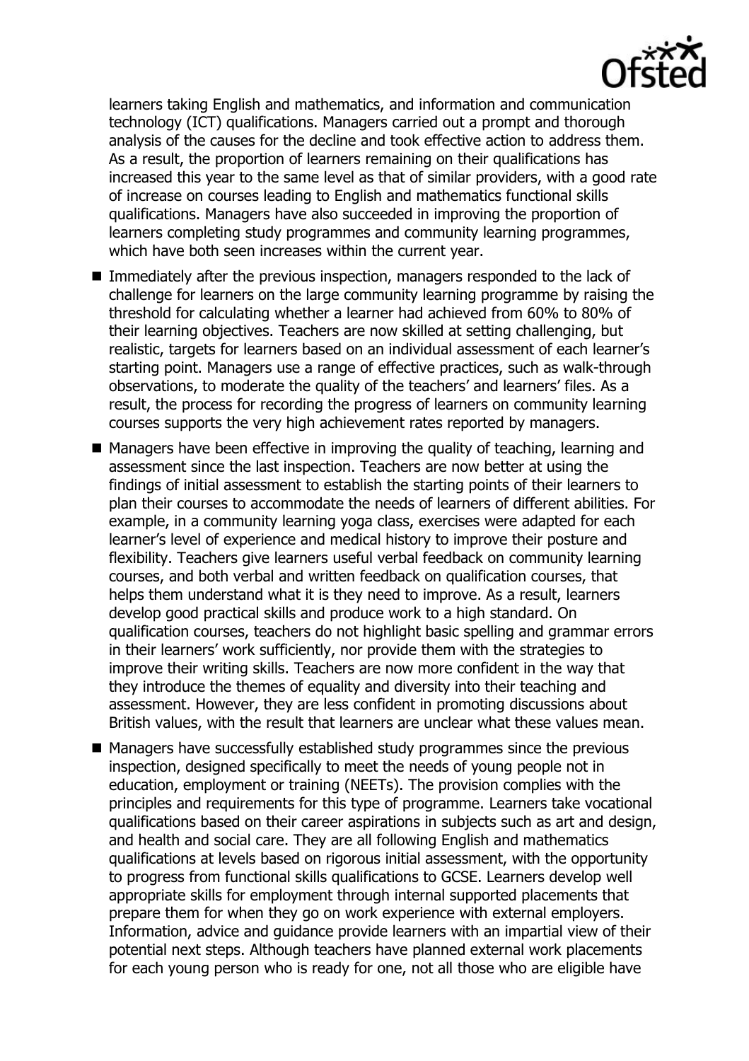learners taking English and mathematics, and information and communication technology (ICT) qualifications. Managers carried out a prompt and thorough analysis of the causes for the decline and took effective action to address them. As a result, the proportion of learners remaining on their qualifications has increased this year to the same level as that of similar providers, with a good rate of increase on courses leading to English and mathematics functional skills qualifications. Managers have also succeeded in improving the proportion of learners completing study programmes and community learning programmes, which have both seen increases within the current year.

- Immediately after the previous inspection, managers responded to the lack of challenge for learners on the large community learning programme by raising the threshold for calculating whether a learner had achieved from 60% to 80% of their learning objectives. Teachers are now skilled at setting challenging, but realistic, targets for learners based on an individual assessment of each learner's starting point. Managers use a range of effective practices, such as walk-through observations, to moderate the quality of the teachers' and learners' files. As a result, the process for recording the progress of learners on community learning courses supports the very high achievement rates reported by managers.
- Managers have been effective in improving the quality of teaching, learning and assessment since the last inspection. Teachers are now better at using the findings of initial assessment to establish the starting points of their learners to plan their courses to accommodate the needs of learners of different abilities. For example, in a community learning yoga class, exercises were adapted for each learner's level of experience and medical history to improve their posture and flexibility. Teachers give learners useful verbal feedback on community learning courses, and both verbal and written feedback on qualification courses, that helps them understand what it is they need to improve. As a result, learners develop good practical skills and produce work to a high standard. On qualification courses, teachers do not highlight basic spelling and grammar errors in their learners' work sufficiently, nor provide them with the strategies to improve their writing skills. Teachers are now more confident in the way that they introduce the themes of equality and diversity into their teaching and assessment. However, they are less confident in promoting discussions about British values, with the result that learners are unclear what these values mean.
- Managers have successfully established study programmes since the previous inspection, designed specifically to meet the needs of young people not in education, employment or training (NEETs). The provision complies with the principles and requirements for this type of programme. Learners take vocational qualifications based on their career aspirations in subjects such as art and design, and health and social care. They are all following English and mathematics qualifications at levels based on rigorous initial assessment, with the opportunity to progress from functional skills qualifications to GCSE. Learners develop well appropriate skills for employment through internal supported placements that prepare them for when they go on work experience with external employers. Information, advice and guidance provide learners with an impartial view of their potential next steps. Although teachers have planned external work placements for each young person who is ready for one, not all those who are eligible have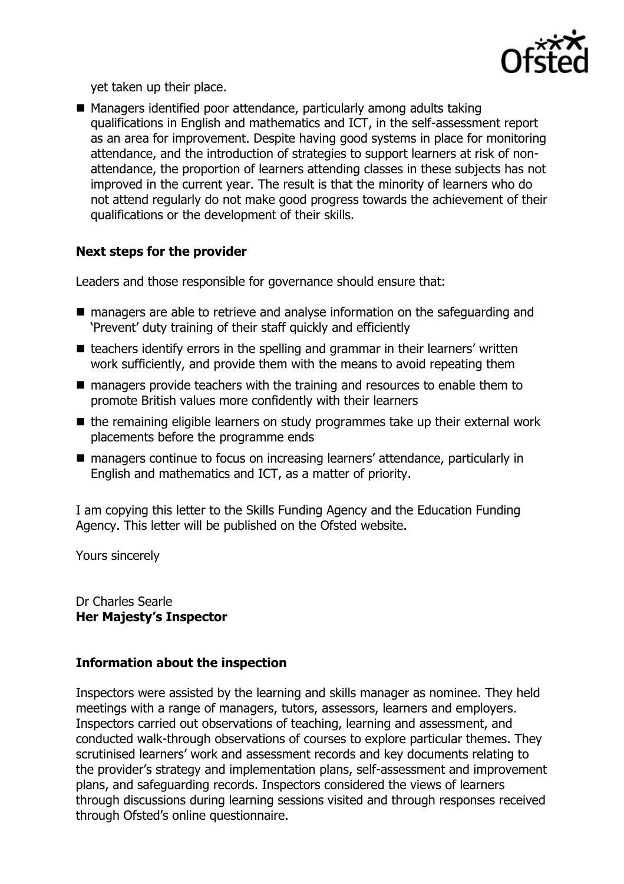yet taken up their place.

- Managers identified poor attendance, particularly among adults taking qualifications in English and mathematics and ICT, in the self-assessment report as an area for improvement. Despite having good systems in place for monitoring attendance, and the introduction of strategies to support learners at risk of non-attendance, the proportion of learners attending classes in these subjects has not improved in the current year. The result is that the minority of learners who do not attend regularly do not make good progress towards the achievement of their qualifications or the development of their skills.

### Next steps for the provider

Leaders and those responsible for governance should ensure that:

- managers are able to retrieve and analyse information on the safeguarding and 'Prevent' duty training of their staff quickly and efficiently
- teachers identify errors in the spelling and grammar in their learners' written work sufficiently, and provide them with the means to avoid repeating them
- managers provide teachers with the training and resources to enable them to promote British values more confidently with their learners
- the remaining eligible learners on study programmes take up their external work placements before the programme ends
- managers continue to focus on increasing learners' attendance, particularly in English and mathematics and ICT, as a matter of priority.

I am copying this letter to the Skills Funding Agency and the Education Funding Agency. This letter will be published on the Ofsted website.

Yours sincerely

Dr Charles Searle
**Her Majesty's Inspector**

### Information about the inspection

Inspectors were assisted by the learning and skills manager as nominee. They held meetings with a range of managers, tutors, assessors, learners and employers. Inspectors carried out observations of teaching, learning and assessment, and conducted walk-through observations of courses to explore particular themes. They scrutinised learners' work and assessment records and key documents relating to the provider's strategy and implementation plans, self-assessment and improvement plans, and safeguarding records. Inspectors considered the views of learners through discussions during learning sessions visited and through responses received through Ofsted's online questionnaire.